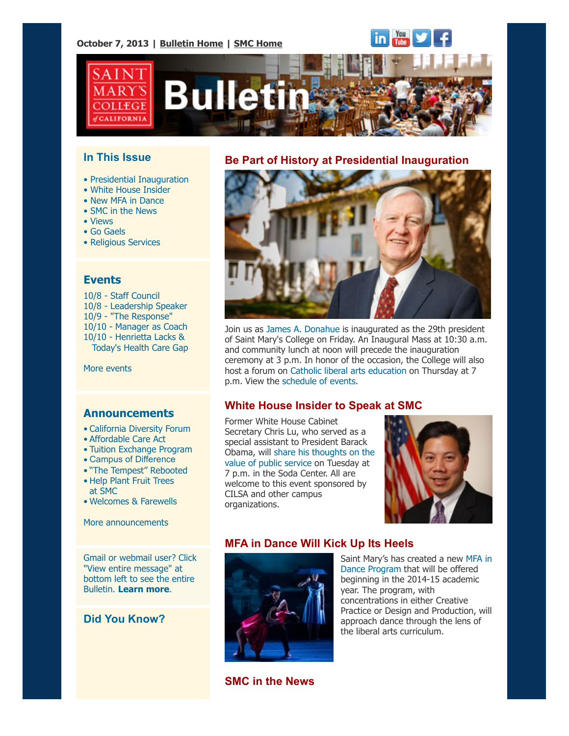October 7, 2013 | **Bulletin Home** | **SMC Home**

# Bulletin

## In This Issue

- Presidential Inauguration
- White House Insider
- New MFA in Dance
- SMC in the News
- Views
- Go Gaels
- Religious Services

## Events

10/8 - Staff Council
10/8 - Leadership Speaker
10/9 - "The Response"
10/10 - Manager as Coach
10/10 - Henrietta Lacks & Today's Health Care Gap

More events

## Announcements

- California Diversity Forum
- Affordable Care Act
- Tuition Exchange Program
- Campus of Difference
- "The Tempest" Rebooted
- Help Plant Fruit Trees at SMC
- Welcomes & Farewells

More announcements

Gmail or webmail user? Click "View entire message" at bottom left to see the entire Bulletin. **Learn more**.

## Did You Know?

## Be Part of History at Presidential Inauguration

Join us as James A. Donahue is inaugurated as the 29th president of Saint Mary's College on Friday. An Inaugural Mass at 10:30 a.m. and community lunch at noon will precede the inauguration ceremony at 3 p.m. In honor of the occasion, the College will also host a forum on Catholic liberal arts education on Thursday at 7 p.m. View the schedule of events.

## White House Insider to Speak at SMC

Former White House Cabinet Secretary Chris Lu, who served as a special assistant to President Barack Obama, will share his thoughts on the value of public service on Tuesday at 7 p.m. in the Soda Center. All are welcome to this event sponsored by CILSA and other campus organizations.

## MFA in Dance Will Kick Up Its Heels

Saint Mary's has created a new MFA in Dance Program that will be offered beginning in the 2014-15 academic year. The program, with concentrations in either Creative Practice or Design and Production, will approach dance through the lens of the liberal arts curriculum.

## SMC in the News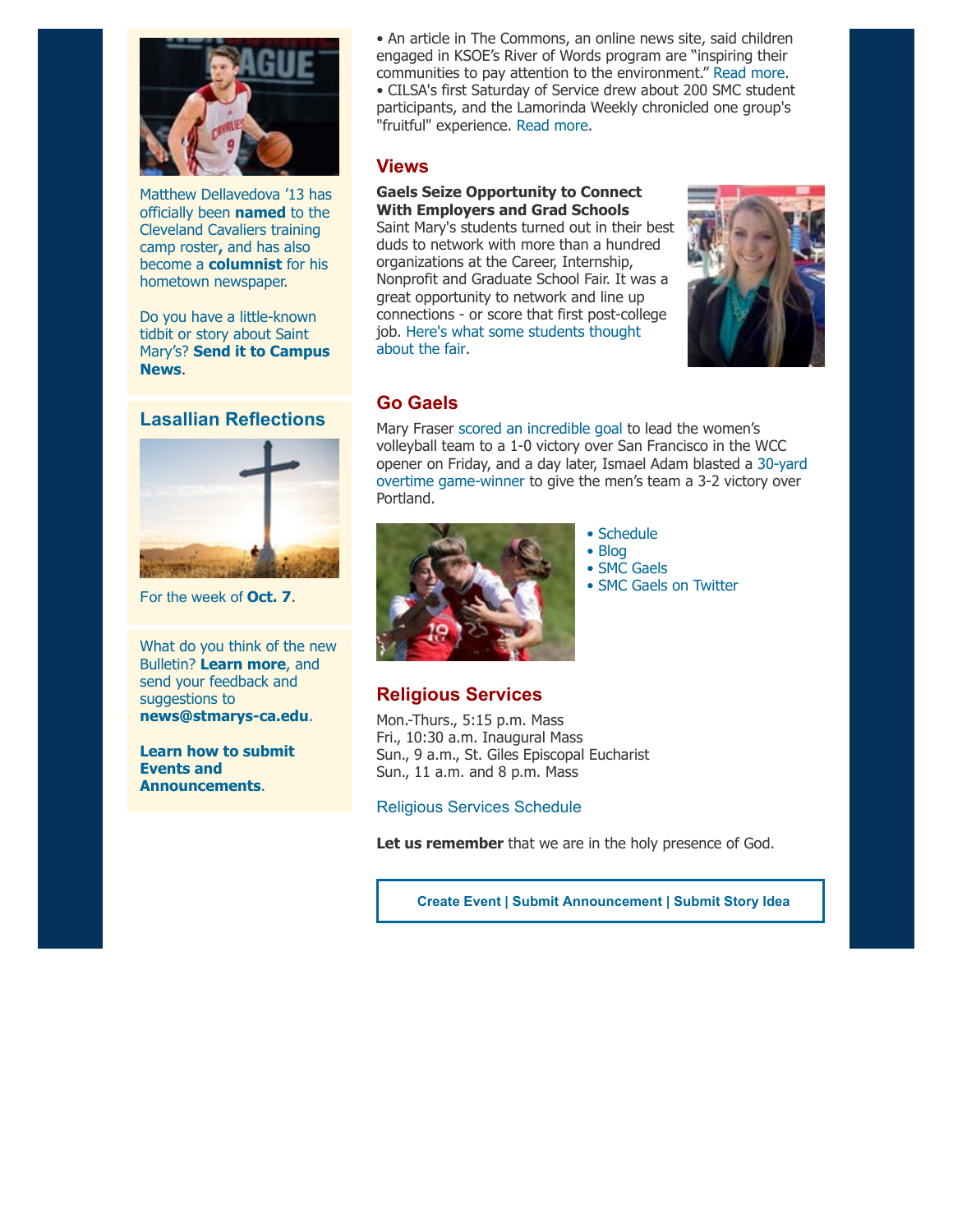Matthew Dellavedova '13 has officially been **named** to the Cleveland Cavaliers training camp roster**,** and has also become a **columnist** for his hometown newspaper.

Do you have a little-known tidbit or story about Saint Mary's? **Send it to Campus News**.

## Lasallian Reflections

For the week of **Oct. 7**.

What do you think of the new Bulletin? **Learn more**, and send your feedback and suggestions to **news@stmarys-ca.edu**.

**Learn how to submit Events and Announcements**.

• An article in The Commons, an online news site, said children engaged in KSOE's River of Words program are "inspiring their communities to pay attention to the environment." Read more.
• CILSA's first Saturday of Service drew about 200 SMC student participants, and the Lamorinda Weekly chronicled one group's "fruitful" experience. Read more.

## Views

**Gaels Seize Opportunity to Connect With Employers and Grad Schools**
Saint Mary's students turned out in their best duds to network with more than a hundred organizations at the Career, Internship, Nonprofit and Graduate School Fair. It was a great opportunity to network and line up connections - or score that first post-college job. Here's what some students thought about the fair.

## Go Gaels

Mary Fraser scored an incredible goal to lead the women's volleyball team to a 1-0 victory over San Francisco in the WCC opener on Friday, and a day later, Ismael Adam blasted a 30-yard overtime game-winner to give the men's team a 3-2 victory over Portland.

- Schedule
- Blog
- SMC Gaels
- SMC Gaels on Twitter

## Religious Services

Mon.-Thurs., 5:15 p.m. Mass
Fri., 10:30 a.m. Inaugural Mass
Sun., 9 a.m., St. Giles Episcopal Eucharist
Sun., 11 a.m. and 8 p.m. Mass

Religious Services Schedule

**Let us remember** that we are in the holy presence of God.

**Create Event | Submit Announcement | Submit Story Idea**